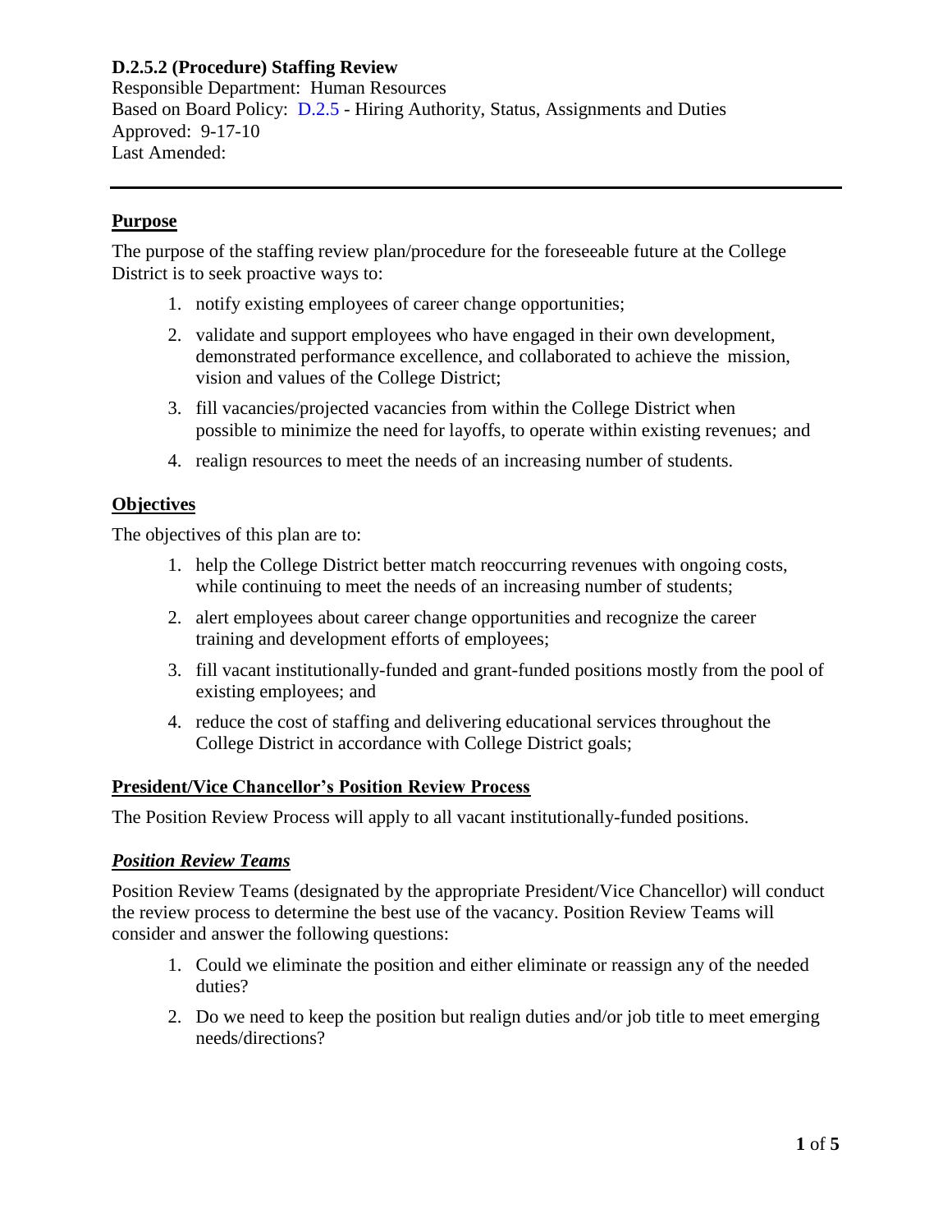**D.2.5.2 (Procedure) Staffing Review**

Responsible Department: Human Resources
Based on Board Policy: D.2.5 - Hiring Authority, Status, Assignments and Duties
Approved: 9-17-10
Last Amended:

---

## Purpose

The purpose of the staffing review plan/procedure for the foreseeable future at the College District is to seek proactive ways to:

1. notify existing employees of career change opportunities;
2. validate and support employees who have engaged in their own development, demonstrated performance excellence, and collaborated to achieve the mission, vision and values of the College District;
3. fill vacancies/projected vacancies from within the College District when possible to minimize the need for layoffs, to operate within existing revenues; and
4. realign resources to meet the needs of an increasing number of students.

## Objectives

The objectives of this plan are to:

1. help the College District better match reoccurring revenues with ongoing costs, while continuing to meet the needs of an increasing number of students;
2. alert employees about career change opportunities and recognize the career training and development efforts of employees;
3. fill vacant institutionally-funded and grant-funded positions mostly from the pool of existing employees; and
4. reduce the cost of staffing and delivering educational services throughout the College District in accordance with College District goals;

## President/Vice Chancellor's Position Review Process

The Position Review Process will apply to all vacant institutionally-funded positions.

### *Position Review Teams*

Position Review Teams (designated by the appropriate President/Vice Chancellor) will conduct the review process to determine the best use of the vacancy. Position Review Teams will consider and answer the following questions:

1. Could we eliminate the position and either eliminate or reassign any of the needed duties?
2. Do we need to keep the position but realign duties and/or job title to meet emerging needs/directions?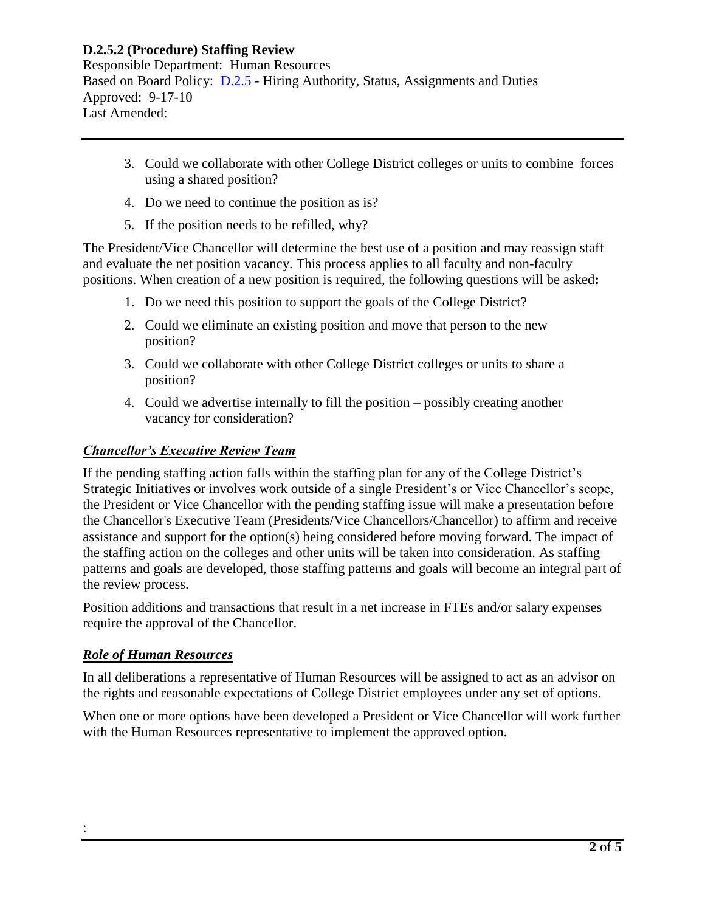3. Could we collaborate with other College District colleges or units to combine forces using a shared position?
4. Do we need to continue the position as is?
5. If the position needs to be refilled, why?

The President/Vice Chancellor will determine the best use of a position and may reassign staff and evaluate the net position vacancy. This process applies to all faculty and non-faculty positions. When creation of a new position is required, the following questions will be asked**:**

1. Do we need this position to support the goals of the College District?
2. Could we eliminate an existing position and move that person to the new position?
3. Could we collaborate with other College District colleges or units to share a position?
4. Could we advertise internally to fill the position – possibly creating another vacancy for consideration?

## ***Chancellor's Executive Review Team***

If the pending staffing action falls within the staffing plan for any of the College District's Strategic Initiatives or involves work outside of a single President's or Vice Chancellor's scope, the President or Vice Chancellor with the pending staffing issue will make a presentation before the Chancellor's Executive Team (Presidents/Vice Chancellors/Chancellor) to affirm and receive assistance and support for the option(s) being considered before moving forward. The impact of the staffing action on the colleges and other units will be taken into consideration. As staffing patterns and goals are developed, those staffing patterns and goals will become an integral part of the review process.

Position additions and transactions that result in a net increase in FTEs and/or salary expenses require the approval of the Chancellor.

## ***Role of Human Resources***

In all deliberations a representative of Human Resources will be assigned to act as an advisor on the rights and reasonable expectations of College District employees under any set of options.

When one or more options have been developed a President or Vice Chancellor will work further with the Human Resources representative to implement the approved option.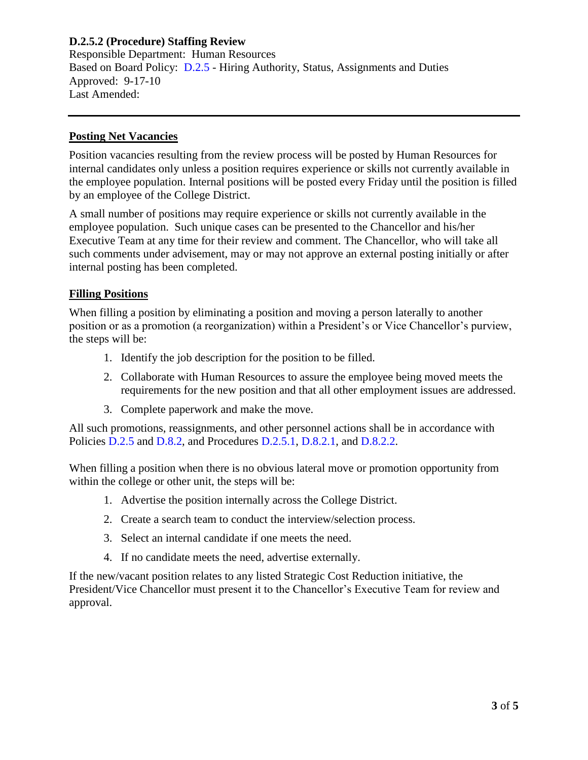**D.2.5.2 (Procedure) Staffing Review**
Responsible Department: Human Resources
Based on Board Policy: D.2.5 - Hiring Authority, Status, Assignments and Duties
Approved: 9-17-10
Last Amended:

---

## Posting Net Vacancies

Position vacancies resulting from the review process will be posted by Human Resources for internal candidates only unless a position requires experience or skills not currently available in the employee population. Internal positions will be posted every Friday until the position is filled by an employee of the College District.

A small number of positions may require experience or skills not currently available in the employee population. Such unique cases can be presented to the Chancellor and his/her Executive Team at any time for their review and comment. The Chancellor, who will take all such comments under advisement, may or may not approve an external posting initially or after internal posting has been completed.

## Filling Positions

When filling a position by eliminating a position and moving a person laterally to another position or as a promotion (a reorganization) within a President's or Vice Chancellor's purview, the steps will be:

1. Identify the job description for the position to be filled.
2. Collaborate with Human Resources to assure the employee being moved meets the requirements for the new position and that all other employment issues are addressed.
3. Complete paperwork and make the move.

All such promotions, reassignments, and other personnel actions shall be in accordance with Policies D.2.5 and D.8.2, and Procedures D.2.5.1, D.8.2.1, and D.8.2.2.

When filling a position when there is no obvious lateral move or promotion opportunity from within the college or other unit, the steps will be:

1. Advertise the position internally across the College District.
2. Create a search team to conduct the interview/selection process.
3. Select an internal candidate if one meets the need.
4. If no candidate meets the need, advertise externally.

If the new/vacant position relates to any listed Strategic Cost Reduction initiative, the President/Vice Chancellor must present it to the Chancellor's Executive Team for review and approval.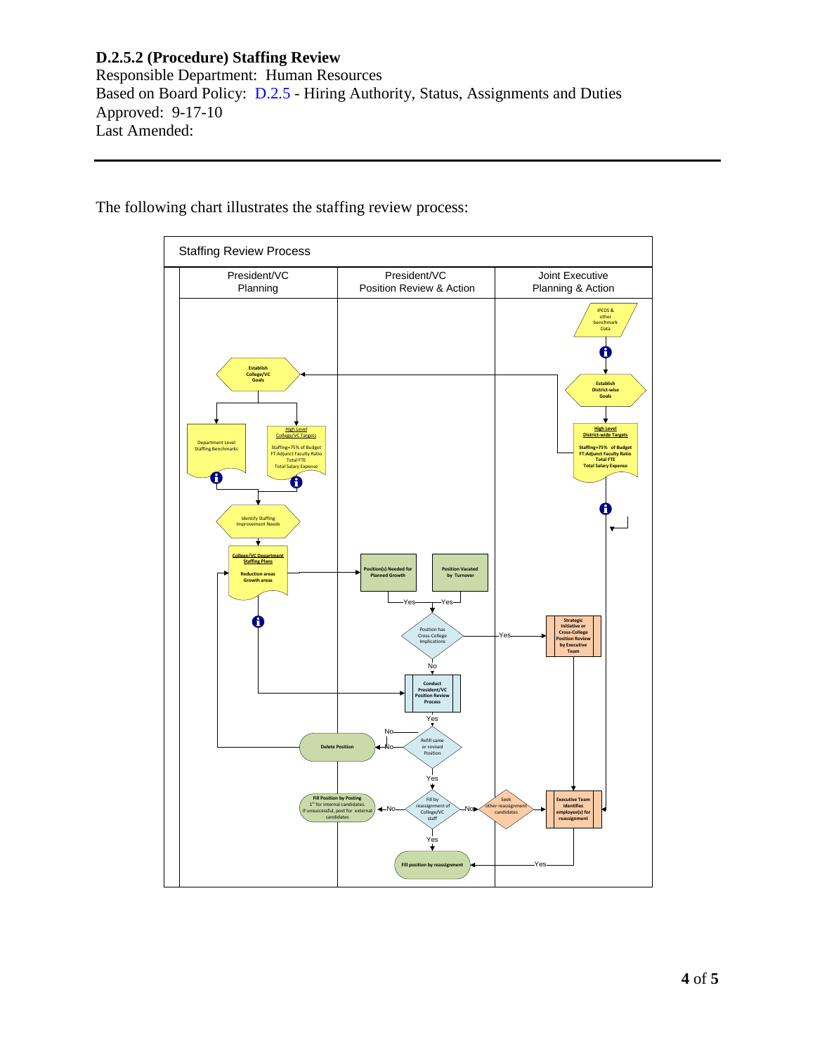**D.2.5.2 (Procedure) Staffing Review**
Responsible Department: Human Resources
Based on Board Policy: D.2.5 - Hiring Authority, Status, Assignments and Duties
Approved: 9-17-10
Last Amended:

---

The following chart illustrates the staffing review process:

Staffing Review Process

| President/VC Planning | President/VC Position Review & Action | Joint Executive Planning & Action |
|---|---|---|

- IPEDS & other benchmark Data
- Establish District-wise Goals
- High Level District-wide Targets: Staffing=75% of Budget; FT:Adjunct Faculty Ratio; Total FTE; Total Salary Expense
- Establish College/VC Goals
- Department Level Staffing Benchmarks
- High Level College/VC Targets: Staffing=75% of Budget; FT:Adjunct Faculty Ratio; Total FTE; Total Salary Expense
- Identify Staffing Improvement Needs
- College/VC Department Staffing Plans: Reduction areas; Growth areas
- Position(s) Needed for Planned Growth
- Position Vacated by Turnover
- Position has Cross-College Implications (Yes → Strategic Initiative or Cross-College Position Review by Executive Team; No → Conduct President/VC Position Review Process)
- Refill same or revised Position (No → Delete Position; Yes → Fill by reassignment of College/VC staff)
- Fill by reassignment of College/VC staff (Yes → Fill position by reassignment; No → Fill Position by Posting: 1st for internal candidates. If unsuccessful, post for external candidates; No → Seek other reassignment candidates)
- Executive Team identifies employee(s) for reassignment (Yes → Fill position by reassignment)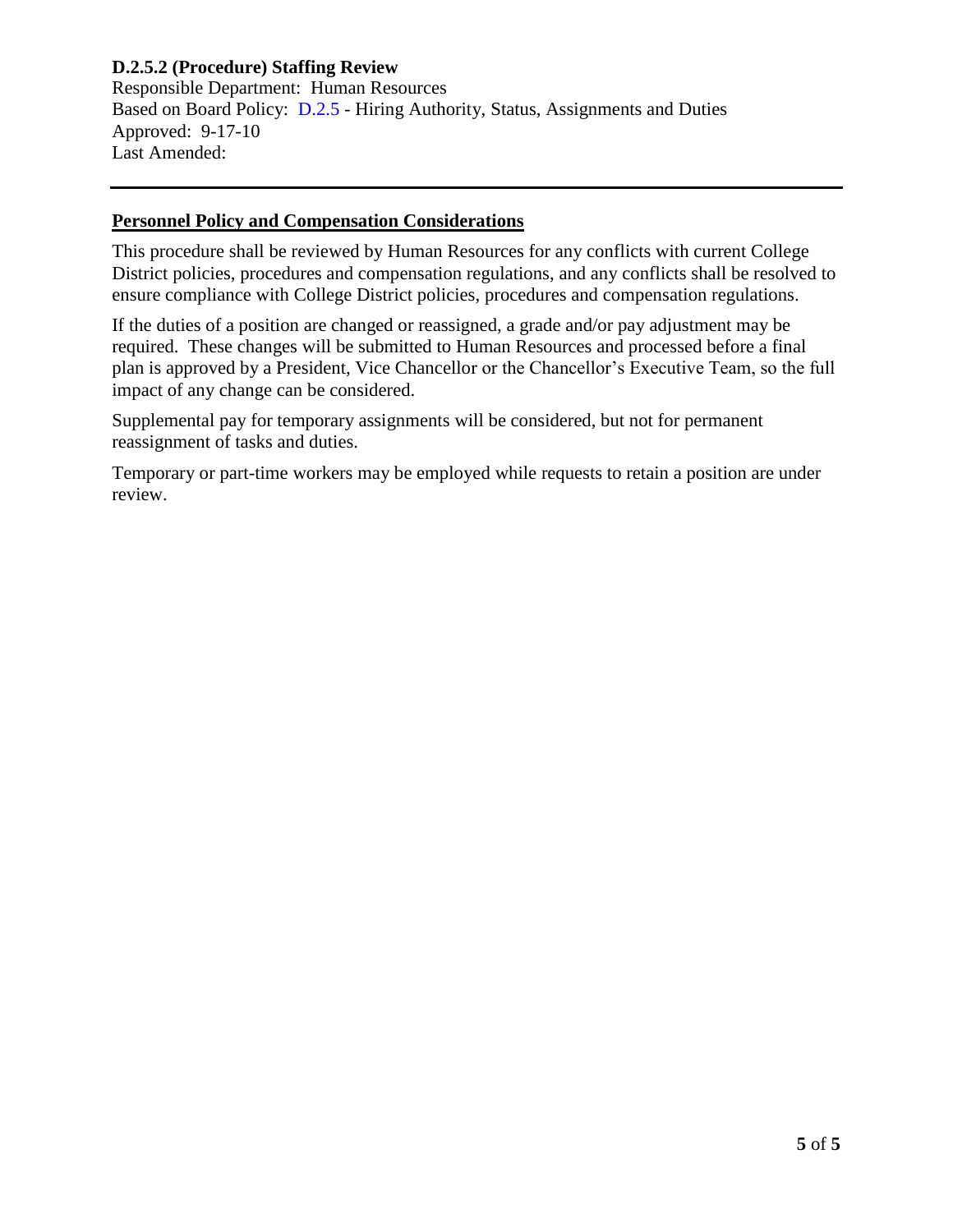**D.2.5.2 (Procedure) Staffing Review**
Responsible Department: Human Resources
Based on Board Policy: D.2.5 - Hiring Authority, Status, Assignments and Duties
Approved: 9-17-10
Last Amended:

---

## Personnel Policy and Compensation Considerations

This procedure shall be reviewed by Human Resources for any conflicts with current College District policies, procedures and compensation regulations, and any conflicts shall be resolved to ensure compliance with College District policies, procedures and compensation regulations.

If the duties of a position are changed or reassigned, a grade and/or pay adjustment may be required. These changes will be submitted to Human Resources and processed before a final plan is approved by a President, Vice Chancellor or the Chancellor's Executive Team, so the full impact of any change can be considered.

Supplemental pay for temporary assignments will be considered, but not for permanent reassignment of tasks and duties.

Temporary or part-time workers may be employed while requests to retain a position are under review.